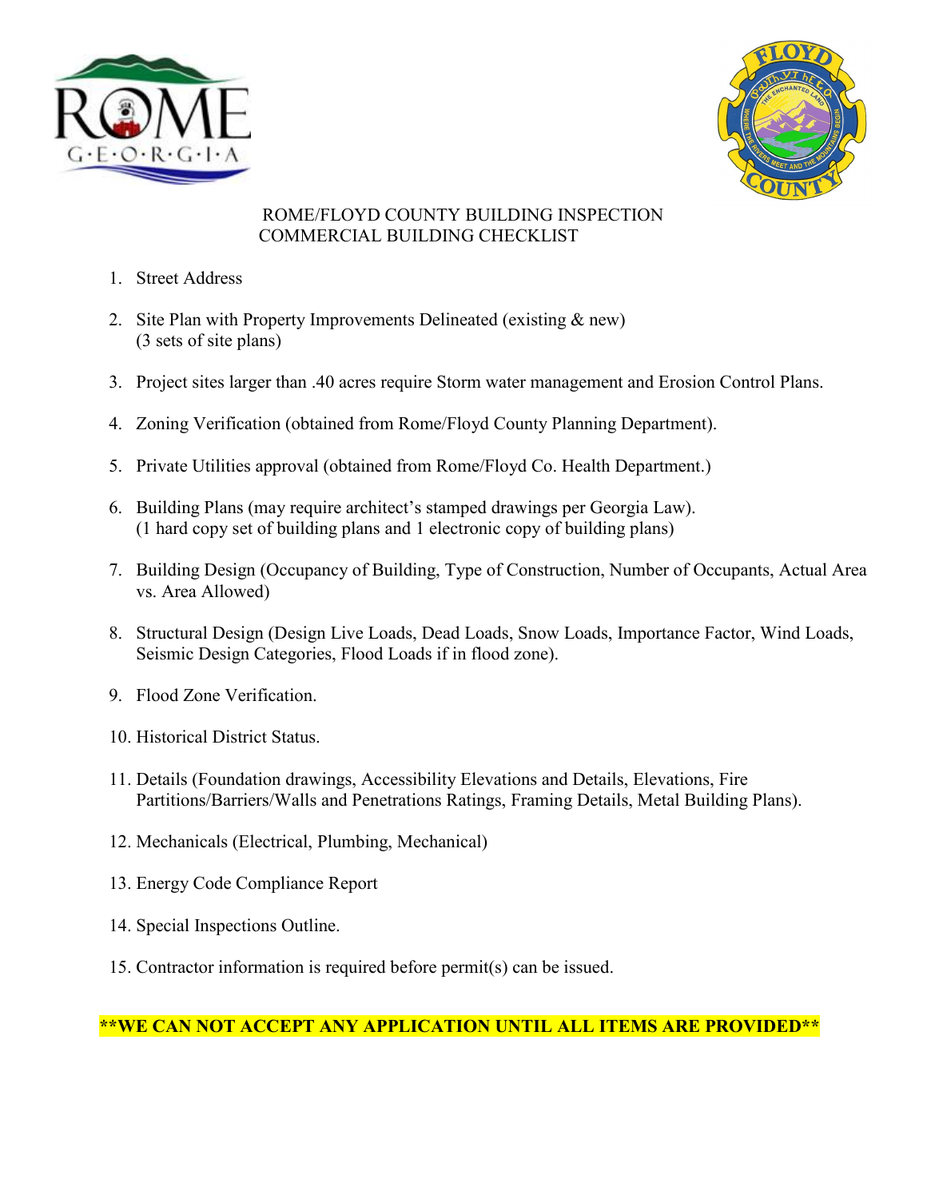# ROME/FLOYD COUNTY BUILDING INSPECTION
# COMMERCIAL BUILDING CHECKLIST

1. Street Address

2. Site Plan with Property Improvements Delineated (existing & new)
   (3 sets of site plans)

3. Project sites larger than .40 acres require Storm water management and Erosion Control Plans.

4. Zoning Verification (obtained from Rome/Floyd County Planning Department).

5. Private Utilities approval (obtained from Rome/Floyd Co. Health Department.)

6. Building Plans (may require architect's stamped drawings per Georgia Law).
   (1 hard copy set of building plans and 1 electronic copy of building plans)

7. Building Design (Occupancy of Building, Type of Construction, Number of Occupants, Actual Area vs. Area Allowed)

8. Structural Design (Design Live Loads, Dead Loads, Snow Loads, Importance Factor, Wind Loads, Seismic Design Categories, Flood Loads if in flood zone).

9. Flood Zone Verification.

10. Historical District Status.

11. Details (Foundation drawings, Accessibility Elevations and Details, Elevations, Fire Partitions/Barriers/Walls and Penetrations Ratings, Framing Details, Metal Building Plans).

12. Mechanicals (Electrical, Plumbing, Mechanical)

13. Energy Code Compliance Report

14. Special Inspections Outline.

15. Contractor information is required before permit(s) can be issued.

**\*\*WE CAN NOT ACCEPT ANY APPLICATION UNTIL ALL ITEMS ARE PROVIDED\*\***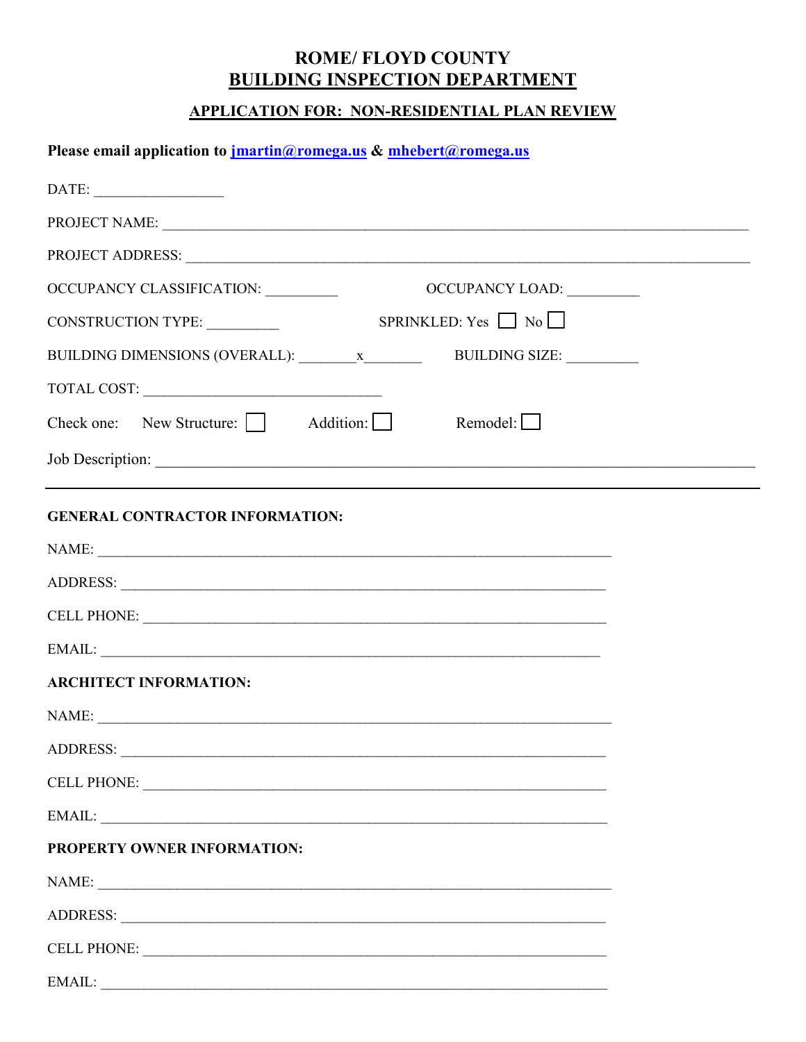# ROME/ FLOYD COUNTY
## BUILDING INSPECTION DEPARTMENT

### APPLICATION FOR: NON-RESIDENTIAL PLAN REVIEW

**Please email application to jmartin@romega.us & mhebert@romega.us**

DATE: ________________

PROJECT NAME: ______________________________________________________________________________

PROJECT ADDRESS: ___________________________________________________________________________

OCCUPANCY CLASSIFICATION: _________ OCCUPANCY LOAD: _________

CONSTRUCTION TYPE: _________ SPRINKLED: Yes ☐ No ☐

BUILDING DIMENSIONS (OVERALL): _______x_______ BUILDING SIZE: _________

TOTAL COST: ______________________________

Check one: New Structure: ☐ Addition: ☐ Remodel: ☐

Job Description: ____________________________________________________________________________

---

**GENERAL CONTRACTOR INFORMATION:**

NAME: ____________________________________________________________

ADDRESS: _________________________________________________________

CELL PHONE: ______________________________________________________

EMAIL: ___________________________________________________________

**ARCHITECT INFORMATION:**

NAME: ____________________________________________________________

ADDRESS: _________________________________________________________

CELL PHONE: ______________________________________________________

EMAIL: ___________________________________________________________

**PROPERTY OWNER INFORMATION:**

NAME: ____________________________________________________________

ADDRESS: _________________________________________________________

CELL PHONE: ______________________________________________________

EMAIL: ___________________________________________________________